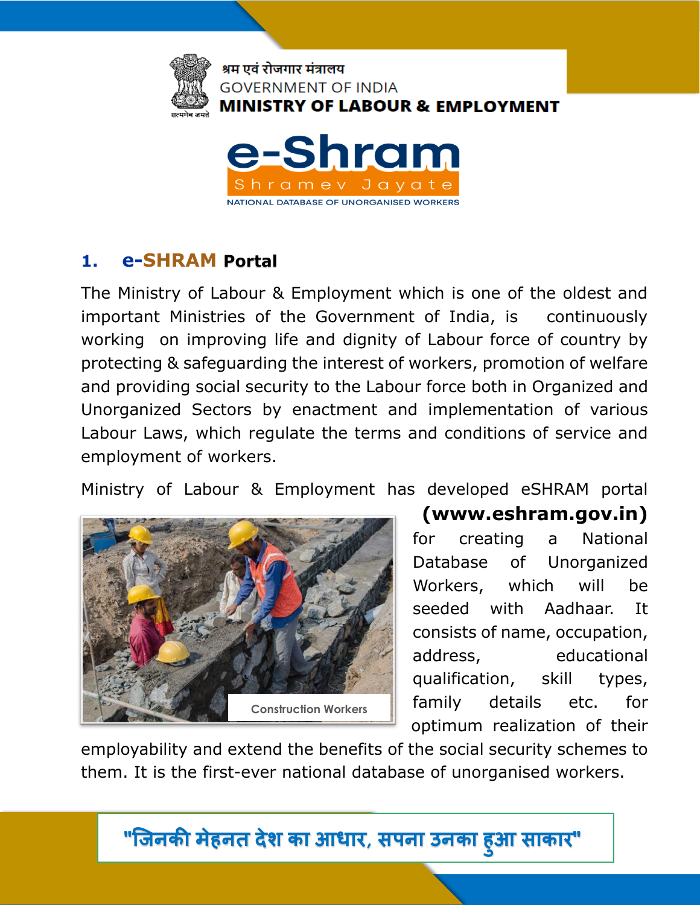श्रम एवं रोजगार मंत्रालय
GOVERNMENT OF INDIA
**MINISTRY OF LABOUR & EMPLOYMENT**

# e-Shram

Shramev Jayate

NATIONAL DATABASE OF UNORGANISED WORKERS

## 1. e-SHRAM Portal

The Ministry of Labour & Employment which is one of the oldest and important Ministries of the Government of India, is continuously working on improving life and dignity of Labour force of country by protecting & safeguarding the interest of workers, promotion of welfare and providing social security to the Labour force both in Organized and Unorganized Sectors by enactment and implementation of various Labour Laws, which regulate the terms and conditions of service and employment of workers.

Ministry of Labour & Employment has developed eSHRAM portal **(www.eshram.gov.in)** for creating a National Database of Unorganized Workers, which will be seeded with Aadhaar. It consists of name, occupation, address, educational qualification, skill types, family details etc. for optimum realization of their employability and extend the benefits of the social security schemes to them. It is the first-ever national database of unorganised workers.

Construction Workers

**"जिनकी मेहनत देश का आधार, सपना उनका हुआ साकार"**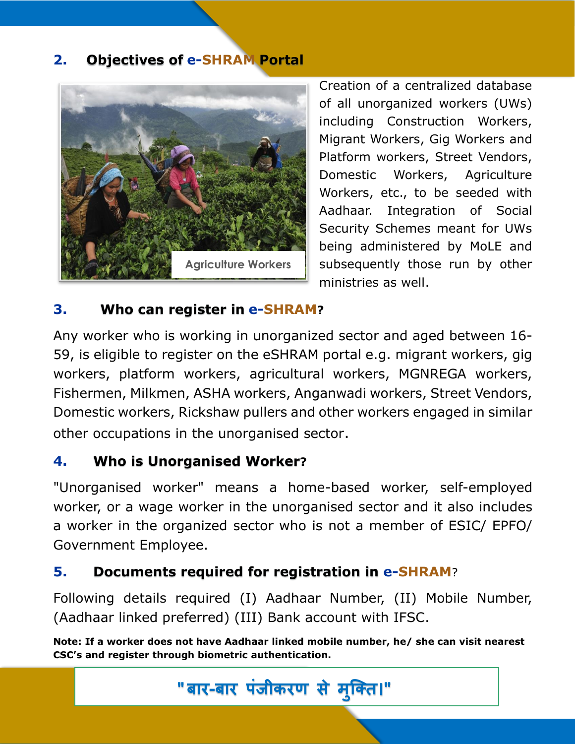## 2. Objectives of e-SHRAM Portal

Agriculture Workers

Creation of a centralized database of all unorganized workers (UWs) including Construction Workers, Migrant Workers, Gig Workers and Platform workers, Street Vendors, Domestic Workers, Agriculture Workers, etc., to be seeded with Aadhaar. Integration of Social Security Schemes meant for UWs being administered by MoLE and subsequently those run by other ministries as well.

## 3. Who can register in e-SHRAM?

Any worker who is working in unorganized sector and aged between 16-59, is eligible to register on the eSHRAM portal e.g. migrant workers, gig workers, platform workers, agricultural workers, MGNREGA workers, Fishermen, Milkmen, ASHA workers, Anganwadi workers, Street Vendors, Domestic workers, Rickshaw pullers and other workers engaged in similar other occupations in the unorganised sector.

## 4. Who is Unorganised Worker?

"Unorganised worker" means a home-based worker, self-employed worker, or a wage worker in the unorganised sector and it also includes a worker in the organized sector who is not a member of ESIC/ EPFO/ Government Employee.

## 5. Documents required for registration in e-SHRAM?

Following details required (I) Aadhaar Number, (II) Mobile Number, (Aadhaar linked preferred) (III) Bank account with IFSC.

**Note: If a worker does not have Aadhaar linked mobile number, he/ she can visit nearest CSC's and register through biometric authentication.**

**"बार-बार पंजीकरण से मुक्ति।"**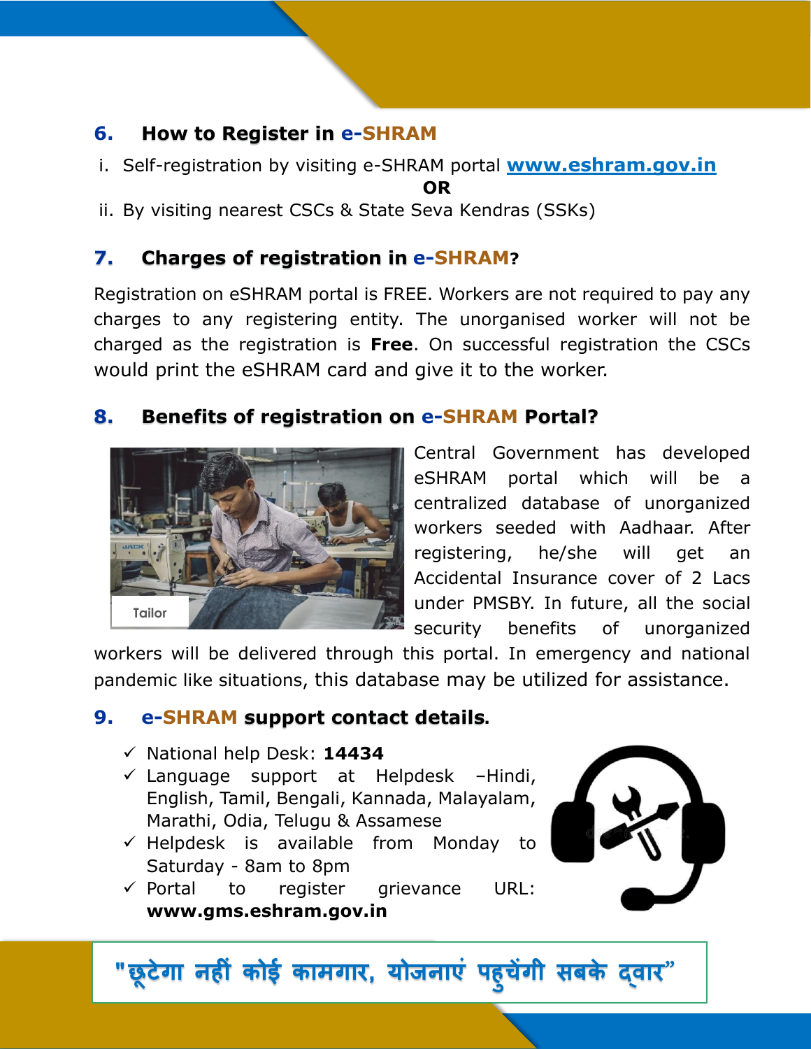## 6. How to Register in e-SHRAM

i. Self-registration by visiting e-SHRAM portal **www.eshram.gov.in**

**OR**

ii. By visiting nearest CSCs & State Seva Kendras (SSKs)

## 7. Charges of registration in e-SHRAM?

Registration on eSHRAM portal is FREE. Workers are not required to pay any charges to any registering entity. The unorganised worker will not be charged as the registration is **Free**. On successful registration the CSCs would print the eSHRAM card and give it to the worker.

## 8. Benefits of registration on e-SHRAM Portal?

Tailor

Central Government has developed eSHRAM portal which will be a centralized database of unorganized workers seeded with Aadhaar. After registering, he/she will get an Accidental Insurance cover of 2 Lacs under PMSBY. In future, all the social security benefits of unorganized workers will be delivered through this portal. In emergency and national pandemic like situations, this database may be utilized for assistance.

## 9. e-SHRAM support contact details.

- ✓ National help Desk: **14434**
- ✓ Language support at Helpdesk –Hindi, English, Tamil, Bengali, Kannada, Malayalam, Marathi, Odia, Telugu & Assamese
- ✓ Helpdesk is available from Monday to Saturday - 8am to 8pm
- ✓ Portal to register grievance URL: **www.gms.eshram.gov.in**

**"छूटेगा नहीं कोई कामगार, योजनाएं पहुचेंगी सबके द्वार"**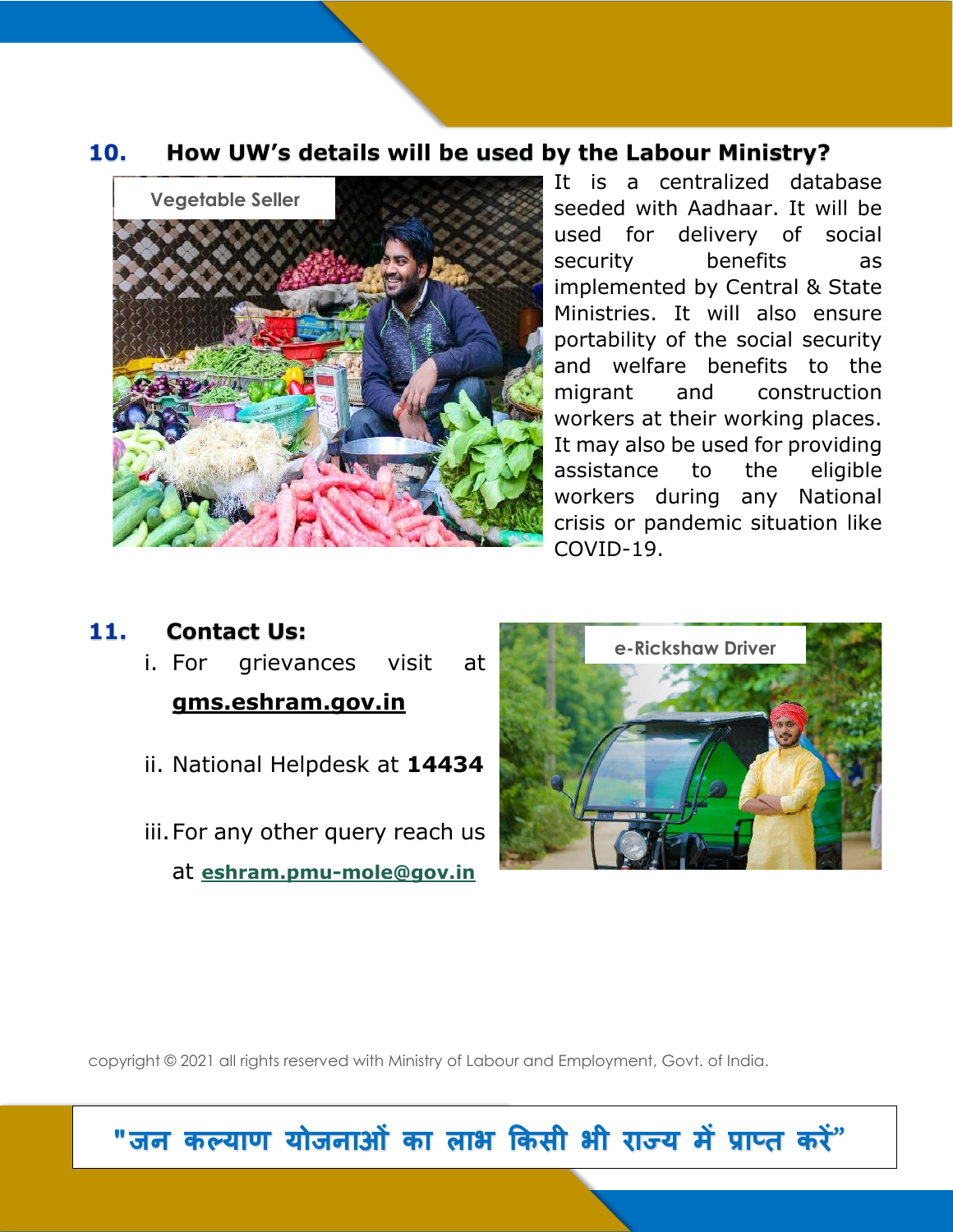## 10. How UW's details will be used by the Labour Ministry?

Vegetable Seller

It is a centralized database seeded with Aadhaar. It will be used for delivery of social security benefits as implemented by Central & State Ministries. It will also ensure portability of the social security and welfare benefits to the migrant and construction workers at their working places. It may also be used for providing assistance to the eligible workers during any National crisis or pandemic situation like COVID-19.

## 11. Contact Us:

i. For grievances visit at **gms.eshram.gov.in**

ii. National Helpdesk at **14434**

iii. For any other query reach us at **eshram.pmu-mole@gov.in**

e-Rickshaw Driver

copyright © 2021 all rights reserved with Ministry of Labour and Employment, Govt. of India.

**"जन कल्याण योजनाओं का लाभ किसी भी राज्य में प्राप्त करें"**